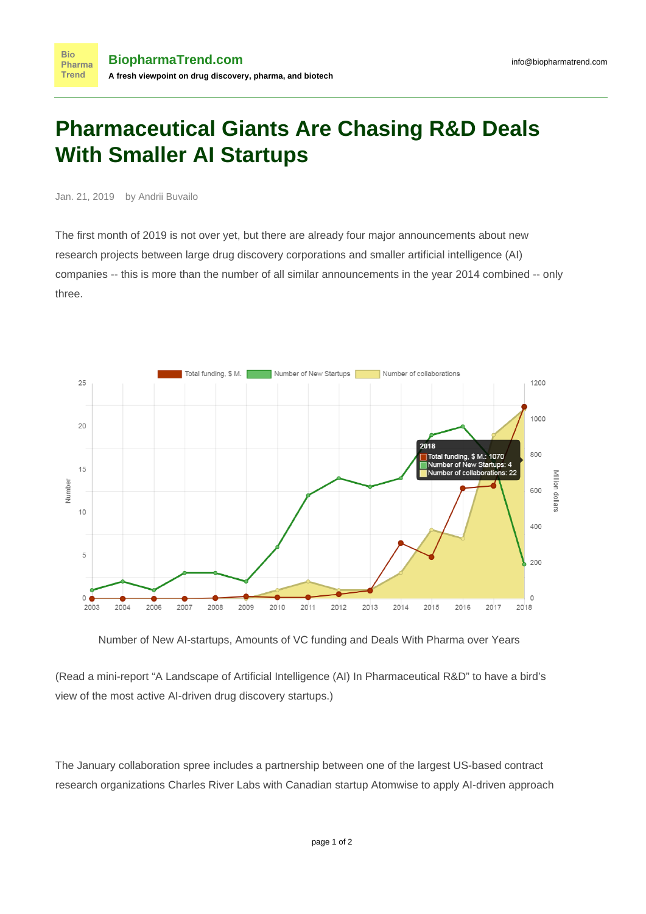# Pharmaceutical Giants Are Chasing R&D Deals With Smaller AI Startups

Jan. 21, 2019 by Andrii Buvailo

The first month of 2019 is not over yet, but there are already four major announcements about new research projects between large drug discovery corporations and smaller artificial intelligence (AI) companies -- this is more than the number of all similar announcements in the year 2014 combined -- only three.

Number of New AI-startups, Amounts of VC funding and Deals With Pharma over Years

(Read a mini-report “A Landscape of Artificial Intelligence (AI) In Pharmaceutical R&D” to have a bird’s view of the most active AI-driven drug discovery startups.)

The January collaboration spree includes a partnership between one of the largest US-based contract research organizations Charles River Labs with Canadian startup Atomwise to apply AI-driven approach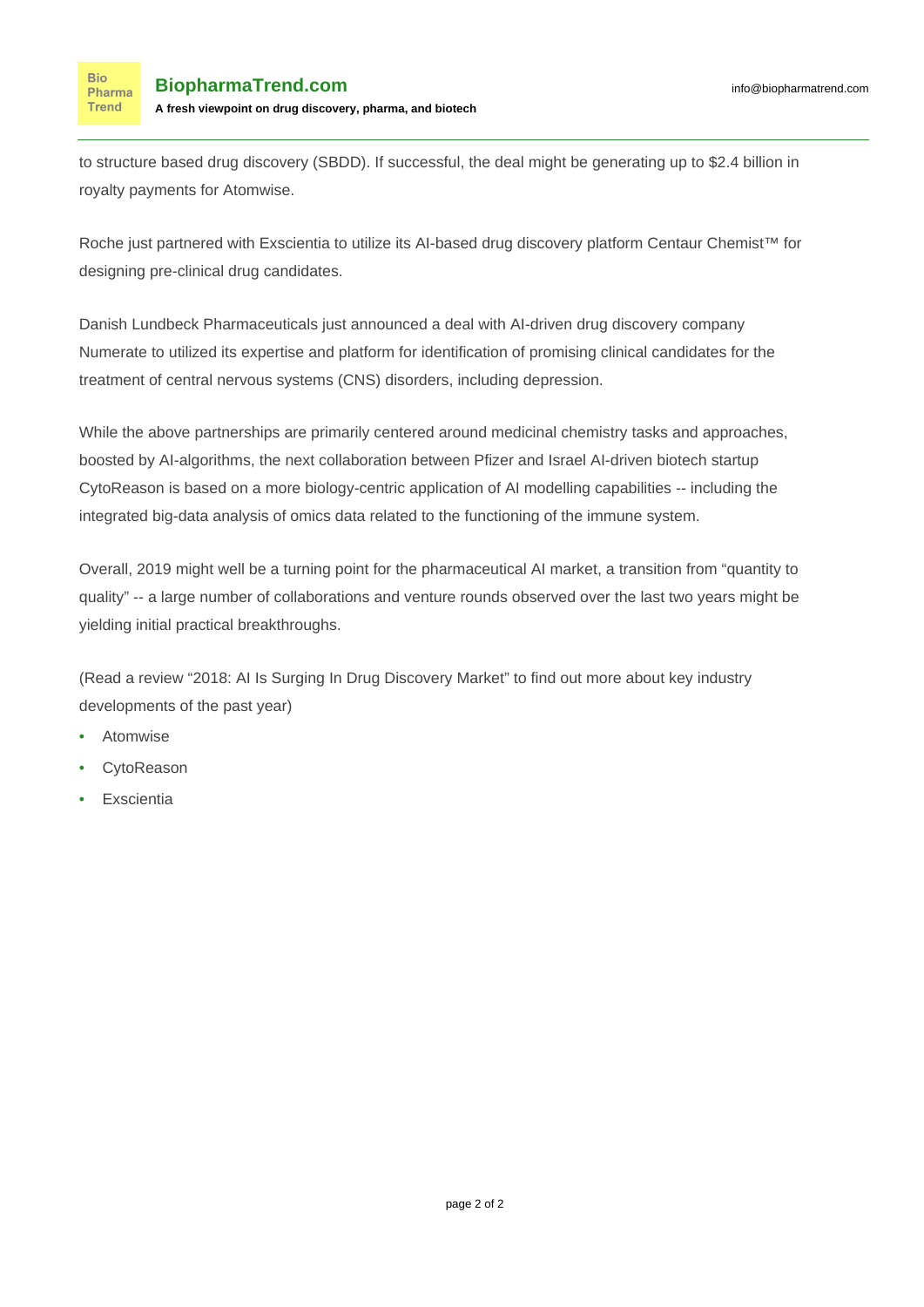to structure based drug discovery (SBDD). If successful, the deal might be generating up to $2.4 billion in royalty payments for Atomwise.

Roche just partnered with Exscientia to utilize its AI-based drug discovery platform Centaur Chemist™ for designing pre-clinical drug candidates.

Danish Lundbeck Pharmaceuticals just announced a deal with AI-driven drug discovery company Numerate to utilized its expertise and platform for identification of promising clinical candidates for the treatment of central nervous systems (CNS) disorders, including depression.

While the above partnerships are primarily centered around medicinal chemistry tasks and approaches, boosted by AI-algorithms, the next collaboration between Pfizer and Israel AI-driven biotech startup CytoReason is based on a more biology-centric application of AI modelling capabilities -- including the integrated big-data analysis of omics data related to the functioning of the immune system.

Overall, 2019 might well be a turning point for the pharmaceutical AI market, a transition from “quantity to quality” -- a large number of collaborations and venture rounds observed over the last two years might be yielding initial practical breakthroughs.

(Read a review “2018: AI Is Surging In Drug Discovery Market” to find out more about key industry developments of the past year)

- Atomwise
- CytoReason
- Exscientia